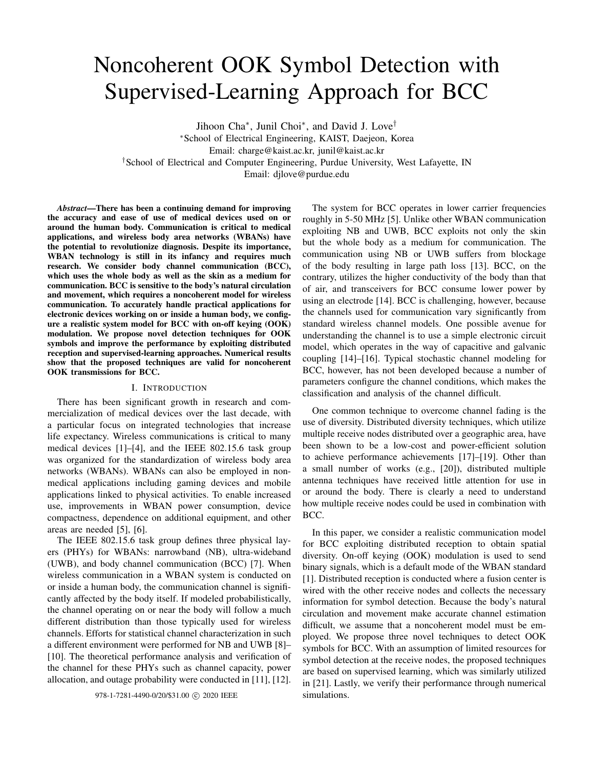# Noncoherent OOK Symbol Detection with Supervised-Learning Approach for BCC

Jihoon Cha*, Junil Choi*, and David J. Love†

*School of Electrical Engineering, KAIST, Daejeon, Korea
Email: charge@kaist.ac.kr, junil@kaist.ac.kr

†School of Electrical and Computer Engineering, Purdue University, West Lafayette, IN
Email: djlove@purdue.edu

***Abstract*—There has been a continuing demand for improving the accuracy and ease of use of medical devices used on or around the human body. Communication is critical to medical applications, and wireless body area networks (WBANs) have the potential to revolutionize diagnosis. Despite its importance, WBAN technology is still in its infancy and requires much research. We consider body channel communication (BCC), which uses the whole body as well as the skin as a medium for communication. BCC is sensitive to the body's natural circulation and movement, which requires a noncoherent model for wireless communication. To accurately handle practical applications for electronic devices working on or inside a human body, we configure a realistic system model for BCC with on-off keying (OOK) modulation. We propose novel detection techniques for OOK symbols and improve the performance by exploiting distributed reception and supervised-learning approaches. Numerical results show that the proposed techniques are valid for noncoherent OOK transmissions for BCC.**

## I. Introduction

There has been significant growth in research and commercialization of medical devices over the last decade, with a particular focus on integrated technologies that increase life expectancy. Wireless communications is critical to many medical devices [1]–[4], and the IEEE 802.15.6 task group was organized for the standardization of wireless body area networks (WBANs). WBANs can also be employed in non-medical applications including gaming devices and mobile applications linked to physical activities. To enable increased use, improvements in WBAN power consumption, device compactness, dependence on additional equipment, and other areas are needed [5], [6].

The IEEE 802.15.6 task group defines three physical layers (PHYs) for WBANs: narrowband (NB), ultra-wideband (UWB), and body channel communication (BCC) [7]. When wireless communication in a WBAN system is conducted on or inside a human body, the communication channel is significantly affected by the body itself. If modeled probabilistically, the channel operating on or near the body will follow a much different distribution than those typically used for wireless channels. Efforts for statistical channel characterization in such a different environment were performed for NB and UWB [8]–[10]. The theoretical performance analysis and verification of the channel for these PHYs such as channel capacity, power allocation, and outage probability were conducted in [11], [12].

The system for BCC operates in lower carrier frequencies roughly in 5-50 MHz [5]. Unlike other WBAN communication exploiting NB and UWB, BCC exploits not only the skin but the whole body as a medium for communication. The communication using NB or UWB suffers from blockage of the body resulting in large path loss [13]. BCC, on the contrary, utilizes the higher conductivity of the body than that of air, and transceivers for BCC consume lower power by using an electrode [14]. BCC is challenging, however, because the channels used for communication vary significantly from standard wireless channel models. One possible avenue for understanding the channel is to use a simple electronic circuit model, which operates in the way of capacitive and galvanic coupling [14]–[16]. Typical stochastic channel modeling for BCC, however, has not been developed because a number of parameters configure the channel conditions, which makes the classification and analysis of the channel difficult.

One common technique to overcome channel fading is the use of diversity. Distributed diversity techniques, which utilize multiple receive nodes distributed over a geographic area, have been shown to be a low-cost and power-efficient solution to achieve performance achievements [17]–[19]. Other than a small number of works (e.g., [20]), distributed multiple antenna techniques have received little attention for use in or around the body. There is clearly a need to understand how multiple receive nodes could be used in combination with BCC.

In this paper, we consider a realistic communication model for BCC exploiting distributed reception to obtain spatial diversity. On-off keying (OOK) modulation is used to send binary signals, which is a default mode of the WBAN standard [1]. Distributed reception is conducted where a fusion center is wired with the other receive nodes and collects the necessary information for symbol detection. Because the body's natural circulation and movement make accurate channel estimation difficult, we assume that a noncoherent model must be employed. We propose three novel techniques to detect OOK symbols for BCC. With an assumption of limited resources for symbol detection at the receive nodes, the proposed techniques are based on supervised learning, which was similarly utilized in [21]. Lastly, we verify their performance through numerical simulations.

978-1-7281-4490-0/20/$31.00 © 2020 IEEE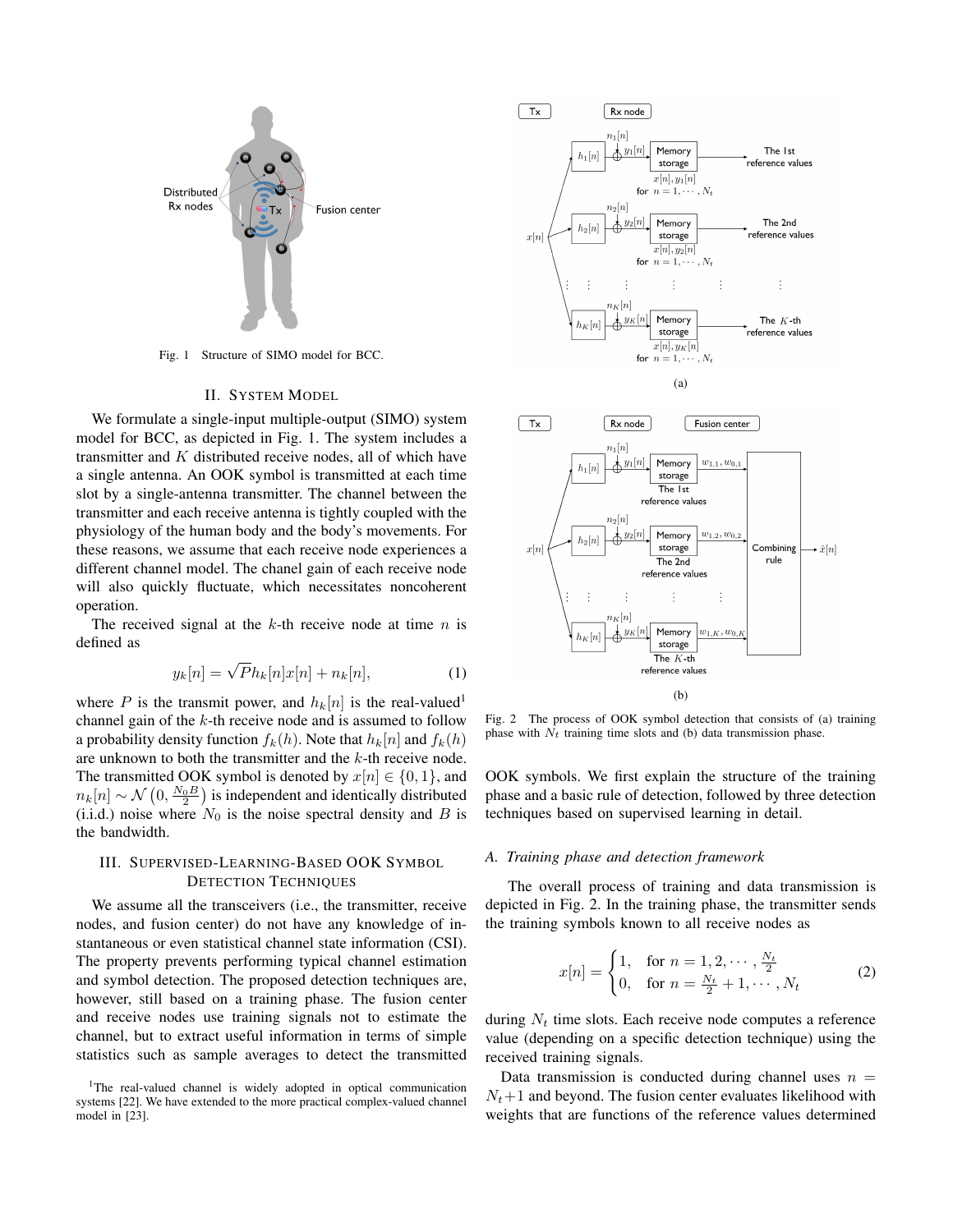Fig. 1   Structure of SIMO model for BCC.

## II. System Model

We formulate a single-input multiple-output (SIMO) system model for BCC, as depicted in Fig. 1. The system includes a transmitter and $K$ distributed receive nodes, all of which have a single antenna. An OOK symbol is transmitted at each time slot by a single-antenna transmitter. The channel between the transmitter and each receive antenna is tightly coupled with the physiology of the human body and the body's movements. For these reasons, we assume that each receive node experiences a different channel model. The chanel gain of each receive node will also quickly fluctuate, which necessitates noncoherent operation.

The received signal at the $k$-th receive node at time $n$ is defined as

$$y_k[n] = \sqrt{P} h_k[n] x[n] + n_k[n], \tag{1}$$

where $P$ is the transmit power, and $h_k[n]$ is the real-valued[1] channel gain of the $k$-th receive node and is assumed to follow a probability density function $f_k(h)$. Note that $h_k[n]$ and $f_k(h)$ are unknown to both the transmitter and the $k$-th receive node. The transmitted OOK symbol is denoted by $x[n] \in \{0, 1\}$, and $n_k[n] \sim \mathcal{N}\left(0, \frac{N_0 B}{2}\right)$ is independent and identically distributed (i.i.d.) noise where $N_0$ is the noise spectral density and $B$ is the bandwidth.

## III. Supervised-Learning-Based OOK Symbol Detection Techniques

We assume all the transceivers (i.e., the transmitter, receive nodes, and fusion center) do not have any knowledge of instantaneous or even statistical channel state information (CSI). The property prevents performing typical channel estimation and symbol detection. The proposed detection techniques are, however, still based on a training phase. The fusion center and receive nodes use training signals not to estimate the channel, but to extract useful information in terms of simple statistics such as sample averages to detect the transmitted OOK symbols. We first explain the structure of the training phase and a basic rule of detection, followed by three detection techniques based on supervised learning in detail.

[1]The real-valued channel is widely adopted in optical communication systems [22]. We have extended to the more practical complex-valued channel model in [23].

Fig. 2   The process of OOK symbol detection that consists of (a) training phase with $N_t$ training time slots and (b) data transmission phase.

### A. Training phase and detection framework

The overall process of training and data transmission is depicted in Fig. 2. In the training phase, the transmitter sends the training symbols known to all receive nodes as

$$x[n] = \begin{cases} 1, & \text{for } n = 1, 2, \cdots, \frac{N_t}{2} \\ 0, & \text{for } n = \frac{N_t}{2} + 1, \cdots, N_t \end{cases} \tag{2}$$

during $N_t$ time slots. Each receive node computes a reference value (depending on a specific detection technique) using the received training signals.

Data transmission is conducted during channel uses $n = N_t + 1$ and beyond. The fusion center evaluates likelihood with weights that are functions of the reference values determined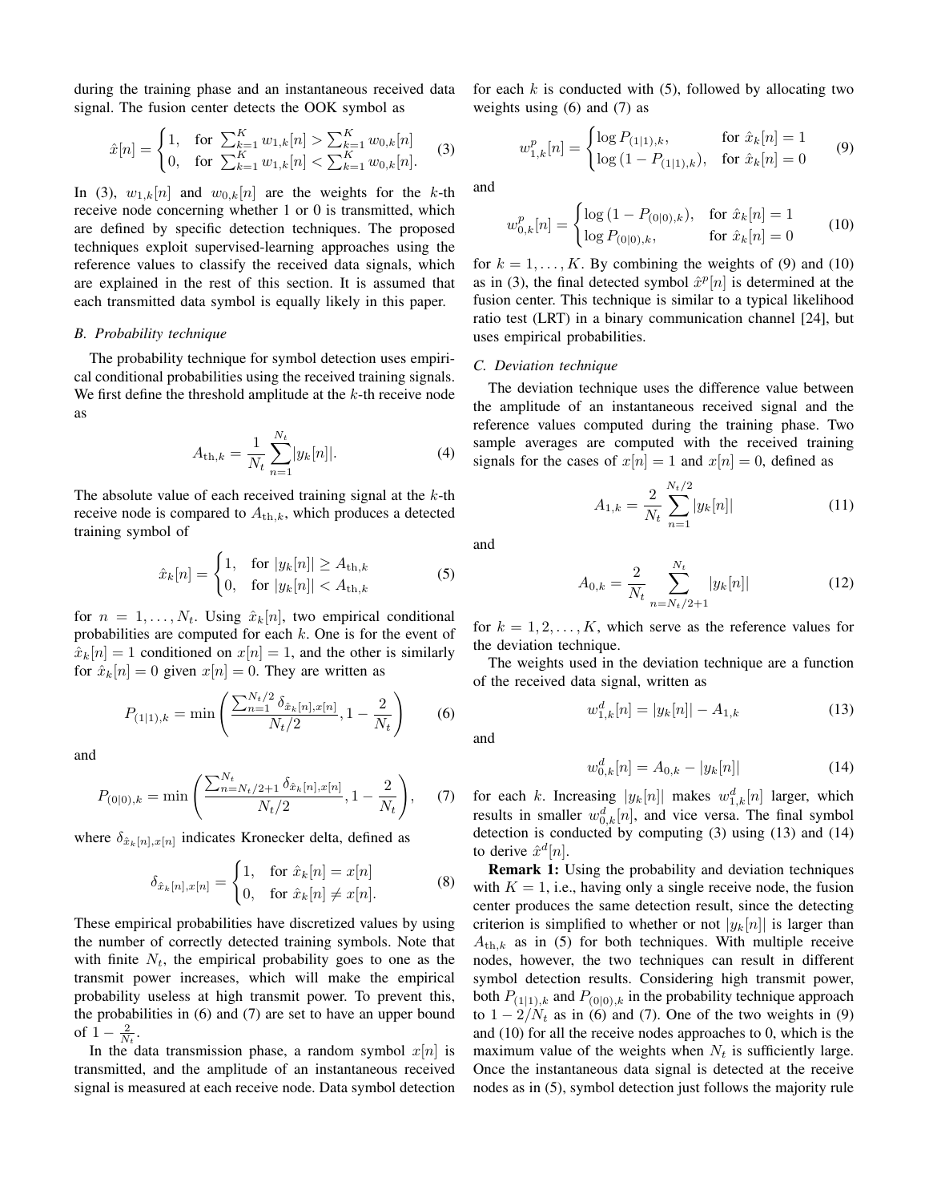during the training phase and an instantaneous received data signal. The fusion center detects the OOK symbol as

$$\hat{x}[n] = \begin{cases} 1, & \text{for } \sum_{k=1}^{K} w_{1,k}[n] > \sum_{k=1}^{K} w_{0,k}[n] \\ 0, & \text{for } \sum_{k=1}^{K} w_{1,k}[n] < \sum_{k=1}^{K} w_{0,k}[n]. \end{cases} \tag{3}$$

In (3), $w_{1,k}[n]$ and $w_{0,k}[n]$ are the weights for the $k$-th receive node concerning whether 1 or 0 is transmitted, which are defined by specific detection techniques. The proposed techniques exploit supervised-learning approaches using the reference values to classify the received data signals, which are explained in the rest of this section. It is assumed that each transmitted data symbol is equally likely in this paper.

### B. Probability technique

The probability technique for symbol detection uses empirical conditional probabilities using the received training signals. We first define the threshold amplitude at the $k$-th receive node as

$$A_{\text{th},k} = \frac{1}{N_t} \sum_{n=1}^{N_t} |y_k[n]|. \tag{4}$$

The absolute value of each received training signal at the $k$-th receive node is compared to $A_{\text{th},k}$, which produces a detected training symbol of

$$\hat{x}_k[n] = \begin{cases} 1, & \text{for } |y_k[n]| \geq A_{\text{th},k} \\ 0, & \text{for } |y_k[n]| < A_{\text{th},k} \end{cases} \tag{5}$$

for $n = 1, \ldots, N_t$. Using $\hat{x}_k[n]$, two empirical conditional probabilities are computed for each $k$. One is for the event of $\hat{x}_k[n] = 1$ conditioned on $x[n] = 1$, and the other is similarly for $\hat{x}_k[n] = 0$ given $x[n] = 0$. They are written as

$$P_{(1|1),k} = \min\left( \frac{\sum_{n=1}^{N_t/2} \delta_{\hat{x}_k[n],x[n]}}{N_t/2}, 1 - \frac{2}{N_t} \right) \tag{6}$$

and

$$P_{(0|0),k} = \min\left( \frac{\sum_{n=N_t/2+1}^{N_t} \delta_{\hat{x}_k[n],x[n]}}{N_t/2}, 1 - \frac{2}{N_t} \right), \tag{7}$$

where $\delta_{\hat{x}_k[n],x[n]}$ indicates Kronecker delta, defined as

$$\delta_{\hat{x}_k[n],x[n]} = \begin{cases} 1, & \text{for } \hat{x}_k[n] = x[n] \\ 0, & \text{for } \hat{x}_k[n] \neq x[n]. \end{cases} \tag{8}$$

These empirical probabilities have discretized values by using the number of correctly detected training symbols. Note that with finite $N_t$, the empirical probability goes to one as the transmit power increases, which will make the empirical probability useless at high transmit power. To prevent this, the probabilities in (6) and (7) are set to have an upper bound of $1 - \frac{2}{N_t}$.

In the data transmission phase, a random symbol $x[n]$ is transmitted, and the amplitude of an instantaneous received signal is measured at each receive node. Data symbol detection for each $k$ is conducted with (5), followed by allocating two weights using (6) and (7) as

$$w_{1,k}^{p}[n] = \begin{cases} \log P_{(1|1),k}, & \text{for } \hat{x}_k[n] = 1 \\ \log(1 - P_{(1|1),k}), & \text{for } \hat{x}_k[n] = 0 \end{cases} \tag{9}$$

and

$$w_{0,k}^{p}[n] = \begin{cases} \log(1 - P_{(0|0),k}), & \text{for } \hat{x}_k[n] = 1 \\ \log P_{(0|0),k}, & \text{for } \hat{x}_k[n] = 0 \end{cases} \tag{10}$$

for $k = 1, \ldots, K$. By combining the weights of (9) and (10) as in (3), the final detected symbol $\hat{x}^{p}[n]$ is determined at the fusion center. This technique is similar to a typical likelihood ratio test (LRT) in a binary communication channel [24], but uses empirical probabilities.

### C. Deviation technique

The deviation technique uses the difference value between the amplitude of an instantaneous received signal and the reference values computed during the training phase. Two sample averages are computed with the received training signals for the cases of $x[n] = 1$ and $x[n] = 0$, defined as

$$A_{1,k} = \frac{2}{N_t} \sum_{n=1}^{N_t/2} |y_k[n]| \tag{11}$$

and

$$A_{0,k} = \frac{2}{N_t} \sum_{n=N_t/2+1}^{N_t} |y_k[n]| \tag{12}$$

for $k = 1, 2, \ldots, K$, which serve as the reference values for the deviation technique.

The weights used in the deviation technique are a function of the received data signal, written as

$$w_{1,k}^{d}[n] = |y_k[n]| - A_{1,k} \tag{13}$$

and

$$w_{0,k}^{d}[n] = A_{0,k} - |y_k[n]| \tag{14}$$

for each $k$. Increasing $|y_k[n]|$ makes $w_{1,k}^{d}[n]$ larger, which results in smaller $w_{0,k}^{d}[n]$, and vice versa. The final symbol detection is conducted by computing (3) using (13) and (14) to derive $\hat{x}^{d}[n]$.

**Remark 1:** Using the probability and deviation techniques with $K = 1$, i.e., having only a single receive node, the fusion center produces the same detection result, since the detecting criterion is simplified to whether or not $|y_k[n]|$ is larger than $A_{\text{th},k}$ as in (5) for both techniques. With multiple receive nodes, however, the two techniques can result in different symbol detection results. Considering high transmit power, both $P_{(1|1),k}$ and $P_{(0|0),k}$ in the probability technique approach to $1 - 2/N_t$ as in (6) and (7). One of the two weights in (9) and (10) for all the receive nodes approaches to 0, which is the maximum value of the weights when $N_t$ is sufficiently large. Once the instantaneous data signal is detected at the receive nodes as in (5), symbol detection just follows the majority rule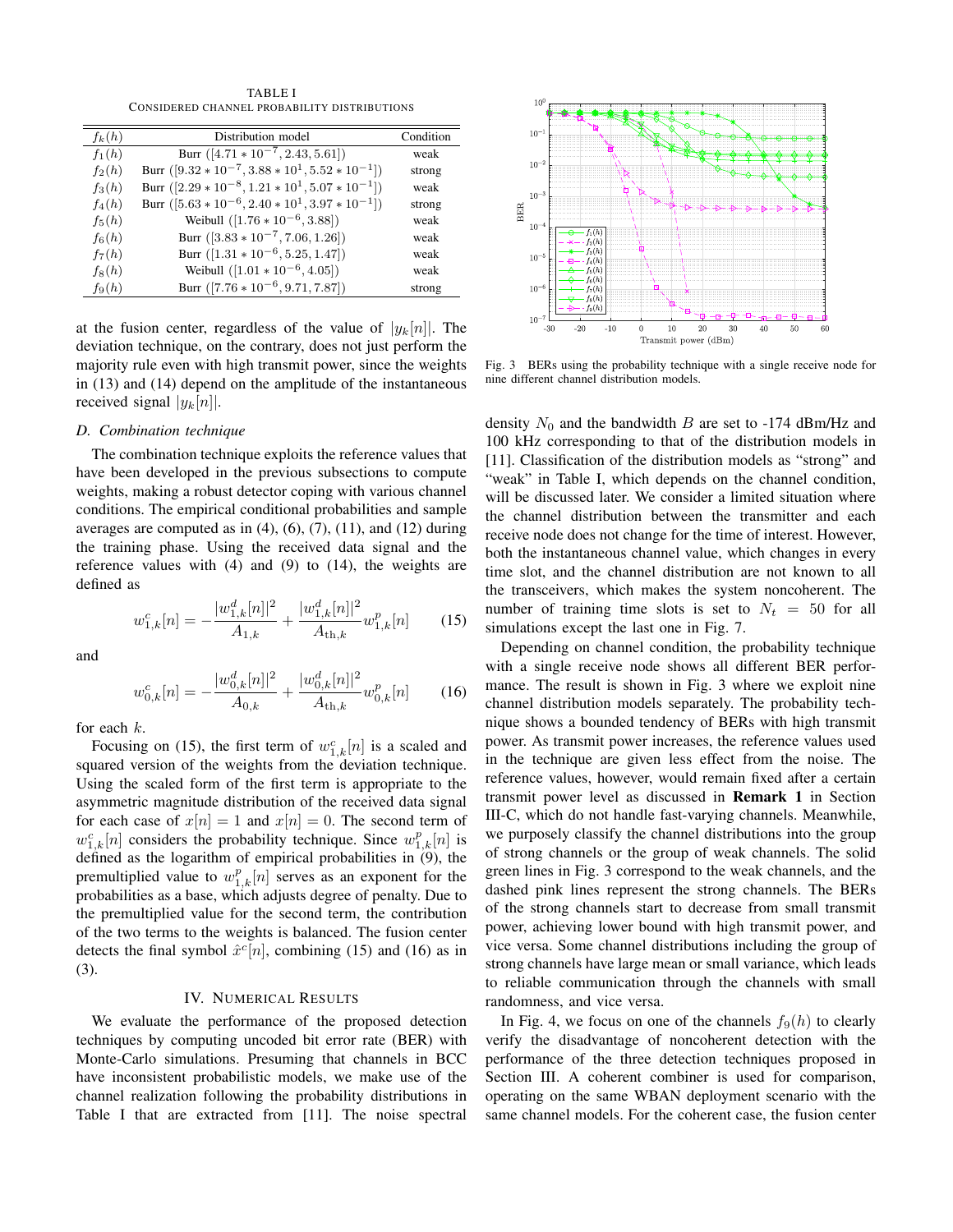TABLE I

CONSIDERED CHANNEL PROBABILITY DISTRIBUTIONS

| $f_k(h)$ | Distribution model | Condition |
|---|---|---|
| $f_1(h)$ | Burr ($[4.71 * 10^{-7}, 2.43, 5.61]$) | weak |
| $f_2(h)$ | Burr ($[9.32 * 10^{-7}, 3.88 * 10^{1}, 5.52 * 10^{-1}]$) | strong |
| $f_3(h)$ | Burr ($[2.29 * 10^{-8}, 1.21 * 10^{1}, 5.07 * 10^{-1}]$) | weak |
| $f_4(h)$ | Burr ($[5.63 * 10^{-6}, 2.40 * 10^{1}, 3.97 * 10^{-1}]$) | strong |
| $f_5(h)$ | Weibull ($[1.76 * 10^{-6}, 3.88]$) | weak |
| $f_6(h)$ | Burr ($[3.83 * 10^{-7}, 7.06, 1.26]$) | weak |
| $f_7(h)$ | Burr ($[1.31 * 10^{-6}, 5.25, 1.47]$) | weak |
| $f_8(h)$ | Weibull ($[1.01 * 10^{-6}, 4.05]$) | weak |
| $f_9(h)$ | Burr ($[7.76 * 10^{-6}, 9.71, 7.87]$) | strong |

at the fusion center, regardless of the value of $|y_k[n]|$. The deviation technique, on the contrary, does not just perform the majority rule even with high transmit power, since the weights in (13) and (14) depend on the amplitude of the instantaneous received signal $|y_k[n]|$.

### D. Combination technique

The combination technique exploits the reference values that have been developed in the previous subsections to compute weights, making a robust detector coping with various channel conditions. The empirical conditional probabilities and sample averages are computed as in (4), (6), (7), (11), and (12) during the training phase. Using the received data signal and the reference values with (4) and (9) to (14), the weights are defined as

$$w^c_{1,k}[n] = -\frac{|w^d_{1,k}[n]|^2}{A_{1,k}} + \frac{|w^d_{1,k}[n]|^2}{A_{\text{th},k}} w^p_{1,k}[n] \qquad (15)$$

and

$$w^c_{0,k}[n] = -\frac{|w^d_{0,k}[n]|^2}{A_{0,k}} + \frac{|w^d_{0,k}[n]|^2}{A_{\text{th},k}} w^p_{0,k}[n] \qquad (16)$$

for each $k$.

Focusing on (15), the first term of $w^c_{1,k}[n]$ is a scaled and squared version of the weights from the deviation technique. Using the scaled form of the first term is appropriate to the asymmetric magnitude distribution of the received data signal for each case of $x[n] = 1$ and $x[n] = 0$. The second term of $w^c_{1,k}[n]$ considers the probability technique. Since $w^p_{1,k}[n]$ is defined as the logarithm of empirical probabilities in (9), the premultiplied value to $w^p_{1,k}[n]$ serves as an exponent for the probabilities as a base, which adjusts degree of penalty. Due to the premultiplied value for the second term, the contribution of the two terms to the weights is balanced. The fusion center detects the final symbol $\hat{x}^c[n]$, combining (15) and (16) as in (3).

## IV. NUMERICAL RESULTS

We evaluate the performance of the proposed detection techniques by computing uncoded bit error rate (BER) with Monte-Carlo simulations. Presuming that channels in BCC have inconsistent probabilistic models, we make use of the channel realization following the probability distributions in Table I that are extracted from [11]. The noise spectral density $N_0$ and the bandwidth $B$ are set to -174 dBm/Hz and 100 kHz corresponding to that of the distribution models in [11]. Classification of the distribution models as "strong" and "weak" in Table I, which depends on the channel condition, will be discussed later. We consider a limited situation where the channel distribution between the transmitter and each receive node does not change for the time of interest. However, both the instantaneous channel value, which changes in every time slot, and the channel distribution are not known to all the transceivers, which makes the system noncoherent. The number of training time slots is set to $N_t = 50$ for all simulations except the last one in Fig. 7.

Fig. 3 BERs using the probability technique with a single receive node for nine different channel distribution models.

Depending on channel condition, the probability technique with a single receive node shows all different BER performance. The result is shown in Fig. 3 where we exploit nine channel distribution models separately. The probability technique shows a bounded tendency of BERs with high transmit power. As transmit power increases, the reference values used in the technique are given less effect from the noise. The reference values, however, would remain fixed after a certain transmit power level as discussed in **Remark 1** in Section III-C, which do not handle fast-varying channels. Meanwhile, we purposely classify the channel distributions into the group of strong channels or the group of weak channels. The solid green lines in Fig. 3 correspond to the weak channels, and the dashed pink lines represent the strong channels. The BERs of the strong channels start to decrease from small transmit power, achieving lower bound with high transmit power, and vice versa. Some channel distributions including the group of strong channels have large mean or small variance, which leads to reliable communication through the channels with small randomness, and vice versa.

In Fig. 4, we focus on one of the channels $f_9(h)$ to clearly verify the disadvantage of noncoherent detection with the performance of the three detection techniques proposed in Section III. A coherent combiner is used for comparison, operating on the same WBAN deployment scenario with the same channel models. For the coherent case, the fusion center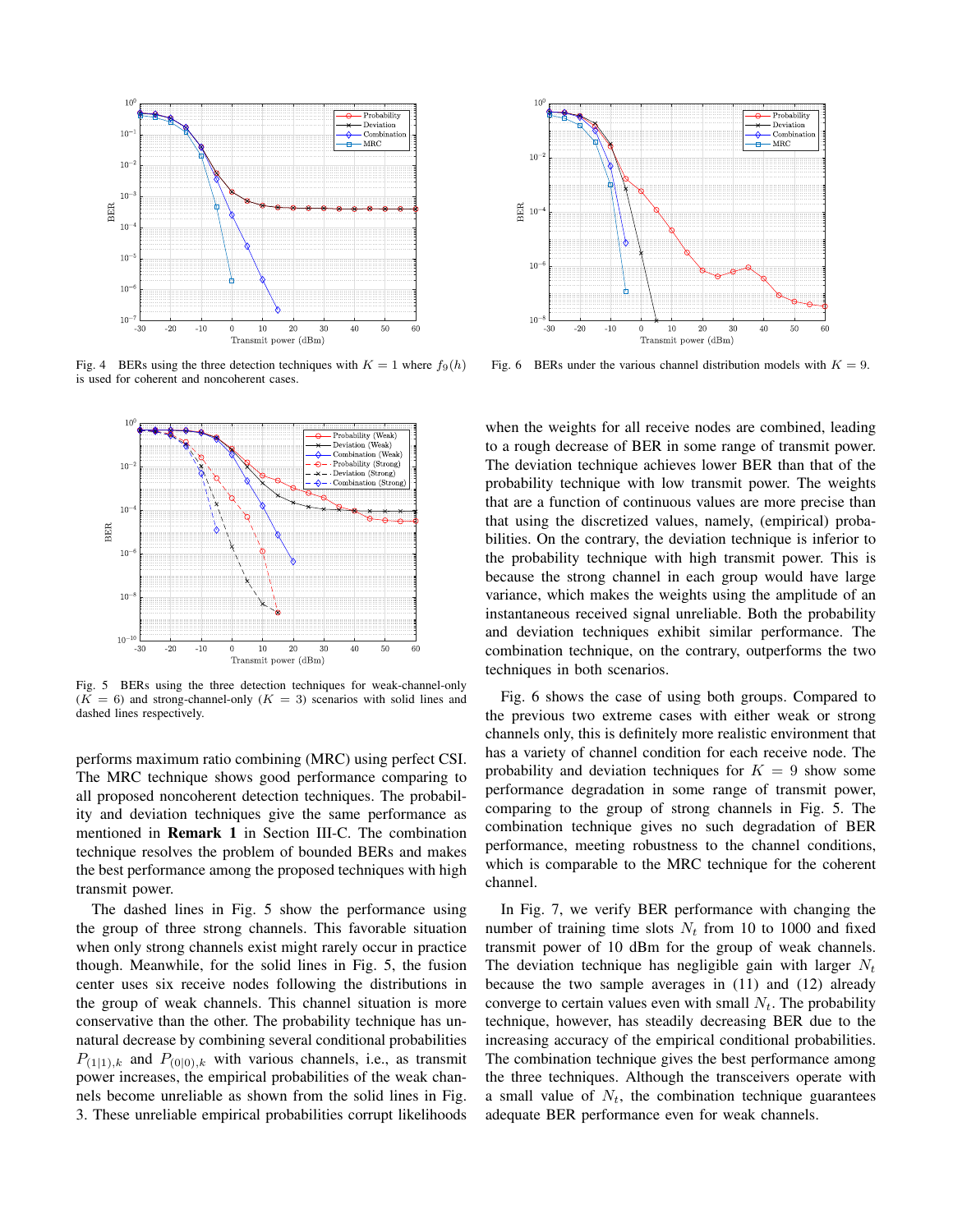Fig. 4 BERs using the three detection techniques with $K = 1$ where $f_9(h)$ is used for coherent and noncoherent cases.

Fig. 5 BERs using the three detection techniques for weak-channel-only ($K = 6$) and strong-channel-only ($K = 3$) scenarios with solid lines and dashed lines respectively.

performs maximum ratio combining (MRC) using perfect CSI. The MRC technique shows good performance comparing to all proposed noncoherent detection techniques. The probability and deviation techniques give the same performance as mentioned in **Remark 1** in Section III-C. The combination technique resolves the problem of bounded BERs and makes the best performance among the proposed techniques with high transmit power.

The dashed lines in Fig. 5 show the performance using the group of three strong channels. This favorable situation when only strong channels exist might rarely occur in practice though. Meanwhile, for the solid lines in Fig. 5, the fusion center uses six receive nodes following the distributions in the group of weak channels. This channel situation is more conservative than the other. The probability technique has unnatural decrease by combining several conditional probabilities $P_{(1|1),k}$ and $P_{(0|0),k}$ with various channels, i.e., as transmit power increases, the empirical probabilities of the weak channels become unreliable as shown from the solid lines in Fig. 3. These unreliable empirical probabilities corrupt likelihoods when the weights for all receive nodes are combined, leading to a rough decrease of BER in some range of transmit power. The deviation technique achieves lower BER than that of the probability technique with low transmit power. The weights that are a function of continuous values are more precise than that using the discretized values, namely, (empirical) probabilities. On the contrary, the deviation technique is inferior to the probability technique with high transmit power. This is because the strong channel in each group would have large variance, which makes the weights using the amplitude of an instantaneous received signal unreliable. Both the probability and deviation techniques exhibit similar performance. The combination technique, on the contrary, outperforms the two techniques in both scenarios.

Fig. 6 BERs under the various channel distribution models with $K = 9$.

Fig. 6 shows the case of using both groups. Compared to the previous two extreme cases with either weak or strong channels only, this is definitely more realistic environment that has a variety of channel condition for each receive node. The probability and deviation techniques for $K = 9$ show some performance degradation in some range of transmit power, comparing to the group of strong channels in Fig. 5. The combination technique gives no such degradation of BER performance, meeting robustness to the channel conditions, which is comparable to the MRC technique for the coherent channel.

In Fig. 7, we verify BER performance with changing the number of training time slots $N_t$ from 10 to 1000 and fixed transmit power of 10 dBm for the group of weak channels. The deviation technique has negligible gain with larger $N_t$ because the two sample averages in (11) and (12) already converge to certain values even with small $N_t$. The probability technique, however, has steadily decreasing BER due to the increasing accuracy of the empirical conditional probabilities. The combination technique gives the best performance among the three techniques. Although the transceivers operate with a small value of $N_t$, the combination technique guarantees adequate BER performance even for weak channels.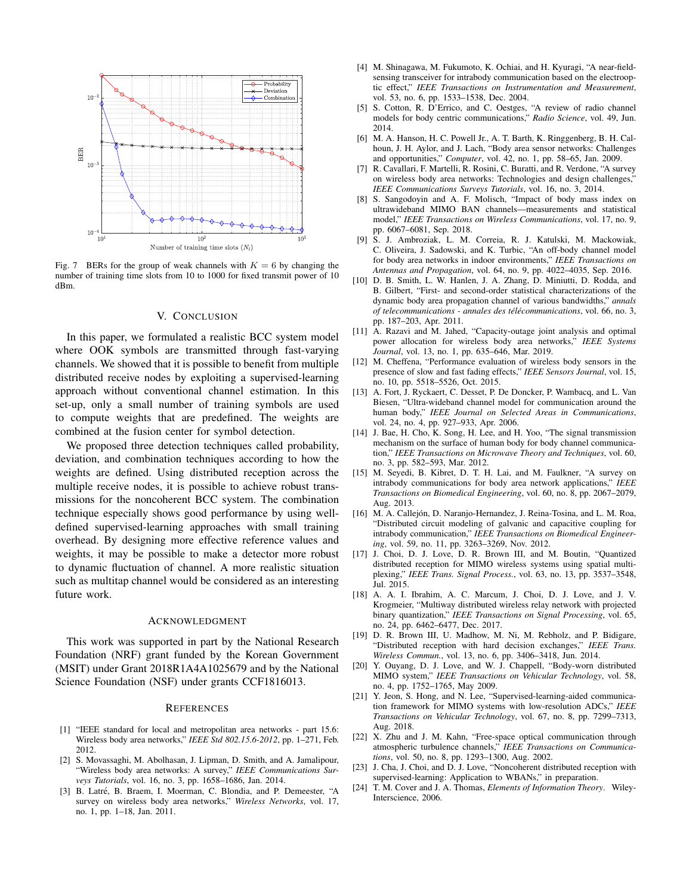Probability
Deviation
Combination

BER

$10^{-2}$

$10^{-3}$

$10^{-4}$

$10^{1}$ $10^{2}$ $10^{3}$

Number of training time slots ($N_t$)

Fig. 7 BERs for the group of weak channels with $K = 6$ by changing the number of training time slots from 10 to 1000 for fixed transmit power of 10 dBm.

## V. Conclusion

In this paper, we formulated a realistic BCC system model where OOK symbols are transmitted through fast-varying channels. We showed that it is possible to benefit from multiple distributed receive nodes by exploiting a supervised-learning approach without conventional channel estimation. In this set-up, only a small number of training symbols are used to compute weights that are predefined. The weights are combined at the fusion center for symbol detection.

We proposed three detection techniques called probability, deviation, and combination techniques according to how the weights are defined. Using distributed reception across the multiple receive nodes, it is possible to achieve robust transmissions for the noncoherent BCC system. The combination technique especially shows good performance by using well-defined supervised-learning approaches with small training overhead. By designing more effective reference values and weights, it may be possible to make a detector more robust to dynamic fluctuation of channel. A more realistic situation such as multitap channel would be considered as an interesting future work.

## Acknowledgment

This work was supported in part by the National Research Foundation (NRF) grant funded by the Korean Government (MSIT) under Grant 2018R1A4A1025679 and by the National Science Foundation (NSF) under grants CCF1816013.

## References

[1] "IEEE standard for local and metropolitan area networks - part 15.6: Wireless body area networks," *IEEE Std 802.15.6-2012*, pp. 1–271, Feb. 2012.

[2] S. Movassaghi, M. Abolhasan, J. Lipman, D. Smith, and A. Jamalipour, "Wireless body area networks: A survey," *IEEE Communications Surveys Tutorials*, vol. 16, no. 3, pp. 1658–1686, Jan. 2014.

[3] B. Latré, B. Braem, I. Moerman, C. Blondia, and P. Demeester, "A survey on wireless body area networks," *Wireless Networks*, vol. 17, no. 1, pp. 1–18, Jan. 2011.

[4] M. Shinagawa, M. Fukumoto, K. Ochiai, and H. Kyuragi, "A near-field-sensing transceiver for intrabody communication based on the electrooptic effect," *IEEE Transactions on Instrumentation and Measurement*, vol. 53, no. 6, pp. 1533–1538, Dec. 2004.

[5] S. Cotton, R. D'Errico, and C. Oestges, "A review of radio channel models for body centric communications," *Radio Science*, vol. 49, Jun. 2014.

[6] M. A. Hanson, H. C. Powell Jr., A. T. Barth, K. Ringgenberg, B. H. Calhoun, J. H. Aylor, and J. Lach, "Body area sensor networks: Challenges and opportunities," *Computer*, vol. 42, no. 1, pp. 58–65, Jan. 2009.

[7] R. Cavallari, F. Martelli, R. Rosini, C. Buratti, and R. Verdone, "A survey on wireless body area networks: Technologies and design challenges," *IEEE Communications Surveys Tutorials*, vol. 16, no. 3, 2014.

[8] S. Sangodoyin and A. F. Molisch, "Impact of body mass index on ultrawideband MIMO BAN channels—measurements and statistical model," *IEEE Transactions on Wireless Communications*, vol. 17, no. 9, pp. 6067–6081, Sep. 2018.

[9] S. J. Ambroziak, L. M. Correia, R. J. Katulski, M. Mackowiak, C. Oliveira, J. Sadowski, and K. Turbic, "An off-body channel model for body area networks in indoor environments," *IEEE Transactions on Antennas and Propagation*, vol. 64, no. 9, pp. 4022–4035, Sep. 2016.

[10] D. B. Smith, L. W. Hanlen, J. A. Zhang, D. Miniutti, D. Rodda, and B. Gilbert, "First- and second-order statistical characterizations of the dynamic body area propagation channel of various bandwidths," *annals of telecommunications - annales des télécommunications*, vol. 66, no. 3, pp. 187–203, Apr. 2011.

[11] A. Razavi and M. Jahed, "Capacity-outage joint analysis and optimal power allocation for wireless body area networks," *IEEE Systems Journal*, vol. 13, no. 1, pp. 635–646, Mar. 2019.

[12] M. Cheffena, "Performance evaluation of wireless body sensors in the presence of slow and fast fading effects," *IEEE Sensors Journal*, vol. 15, no. 10, pp. 5518–5526, Oct. 2015.

[13] A. Fort, J. Ryckaert, C. Desset, P. De Doncker, P. Wambacq, and L. Van Biesen, "Ultra-wideband channel model for communication around the human body," *IEEE Journal on Selected Areas in Communications*, vol. 24, no. 4, pp. 927–933, Apr. 2006.

[14] J. Bae, H. Cho, K. Song, H. Lee, and H. Yoo, "The signal transmission mechanism on the surface of human body for body channel communication," *IEEE Transactions on Microwave Theory and Techniques*, vol. 60, no. 3, pp. 582–593, Mar. 2012.

[15] M. Seyedi, B. Kibret, D. T. H. Lai, and M. Faulkner, "A survey on intrabody communications for body area network applications," *IEEE Transactions on Biomedical Engineering*, vol. 60, no. 8, pp. 2067–2079, Aug. 2013.

[16] M. A. Callejón, D. Naranjo-Hernandez, J. Reina-Tosina, and L. M. Roa, "Distributed circuit modeling of galvanic and capacitive coupling for intrabody communication," *IEEE Transactions on Biomedical Engineering*, vol. 59, no. 11, pp. 3263–3269, Nov. 2012.

[17] J. Choi, D. J. Love, D. R. Brown III, and M. Boutin, "Quantized distributed reception for MIMO wireless systems using spatial multiplexing," *IEEE Trans. Signal Process.*, vol. 63, no. 13, pp. 3537–3548, Jul. 2015.

[18] A. A. I. Ibrahim, A. C. Marcum, J. Choi, D. J. Love, and J. V. Krogmeier, "Multiway distributed wireless relay network with projected binary quantization," *IEEE Transactions on Signal Processing*, vol. 65, no. 24, pp. 6462–6477, Dec. 2017.

[19] D. R. Brown III, U. Madhow, M. Ni, M. Rebholz, and P. Bidigare, "Distributed reception with hard decision exchanges," *IEEE Trans. Wireless Commun.*, vol. 13, no. 6, pp. 3406–3418, Jun. 2014.

[20] Y. Ouyang, D. J. Love, and W. J. Chappell, "Body-worn distributed MIMO system," *IEEE Transactions on Vehicular Technology*, vol. 58, no. 4, pp. 1752–1765, May 2009.

[21] Y. Jeon, S. Hong, and N. Lee, "Supervised-learning-aided communication framework for MIMO systems with low-resolution ADCs," *IEEE Transactions on Vehicular Technology*, vol. 67, no. 8, pp. 7299–7313, Aug. 2018.

[22] X. Zhu and J. M. Kahn, "Free-space optical communication through atmospheric turbulence channels," *IEEE Transactions on Communications*, vol. 50, no. 8, pp. 1293–1300, Aug. 2002.

[23] J. Cha, J. Choi, and D. J. Love, "Noncoherent distributed reception with supervised-learning: Application to WBANs," in preparation.

[24] T. M. Cover and J. A. Thomas, *Elements of Information Theory*. Wiley-Interscience, 2006.